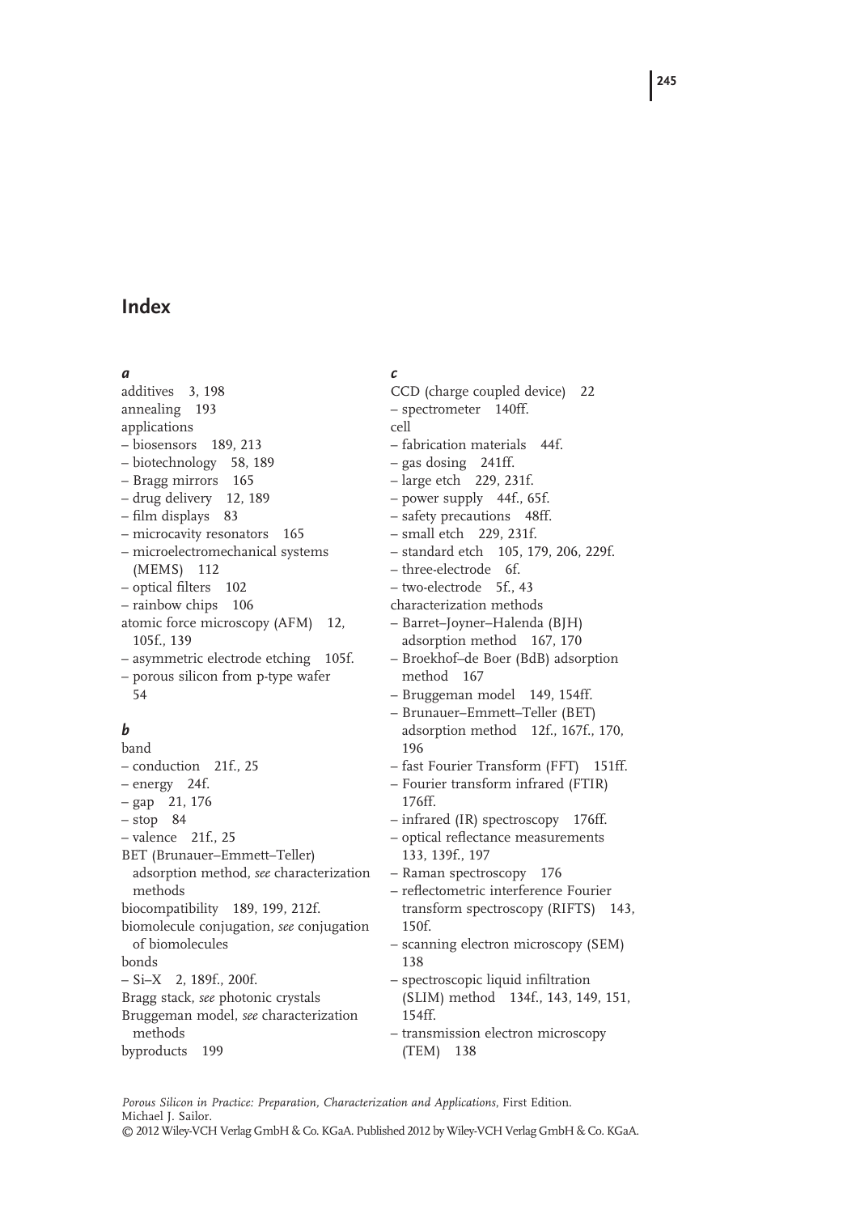# Index

### *a*

additives 3, 198
annealing 193
applications
– biosensors 189, 213
– biotechnology 58, 189
– Bragg mirrors 165
– drug delivery 12, 189
– film displays 83
– microcavity resonators 165
– microelectromechanical systems (MEMS) 112
– optical filters 102
– rainbow chips 106
atomic force microscopy (AFM) 12, 105f., 139
– asymmetric electrode etching 105f.
– porous silicon from p-type wafer 54

### *b*

band
– conduction 21f., 25
– energy 24f.
– gap 21, 176
– stop 84
– valence 21f., 25
BET (Brunauer–Emmett–Teller) adsorption method, *see* characterization methods
biocompatibility 189, 199, 212f.
biomolecule conjugation, *see* conjugation of biomolecules
bonds
– Si–X 2, 189f., 200f.
Bragg stack, *see* photonic crystals
Bruggeman model, *see* characterization methods
byproducts 199

### *c*

CCD (charge coupled device) 22
– spectrometer 140ff.
cell
– fabrication materials 44f.
– gas dosing 241ff.
– large etch 229, 231f.
– power supply 44f., 65f.
– safety precautions 48ff.
– small etch 229, 231f.
– standard etch 105, 179, 206, 229f.
– three-electrode 6f.
– two-electrode 5f., 43
characterization methods
– Barret–Joyner–Halenda (BJH) adsorption method 167, 170
– Broekhof–de Boer (BdB) adsorption method 167
– Bruggeman model 149, 154ff.
– Brunauer–Emmett–Teller (BET) adsorption method 12f., 167f., 170, 196
– fast Fourier Transform (FFT) 151ff.
– Fourier transform infrared (FTIR) 176ff.
– infrared (IR) spectroscopy 176ff.
– optical reflectance measurements 133, 139f., 197
– Raman spectroscopy 176
– reflectometric interference Fourier transform spectroscopy (RIFTS) 143, 150f.
– scanning electron microscopy (SEM) 138
– spectroscopic liquid infiltration (SLIM) method 134f., 143, 149, 151, 154ff.
– transmission electron microscopy (TEM) 138

*Porous Silicon in Practice: Preparation, Characterization and Applications*, First Edition.
Michael J. Sailor.
© 2012 Wiley-VCH Verlag GmbH & Co. KGaA. Published 2012 by Wiley-VCH Verlag GmbH & Co. KGaA.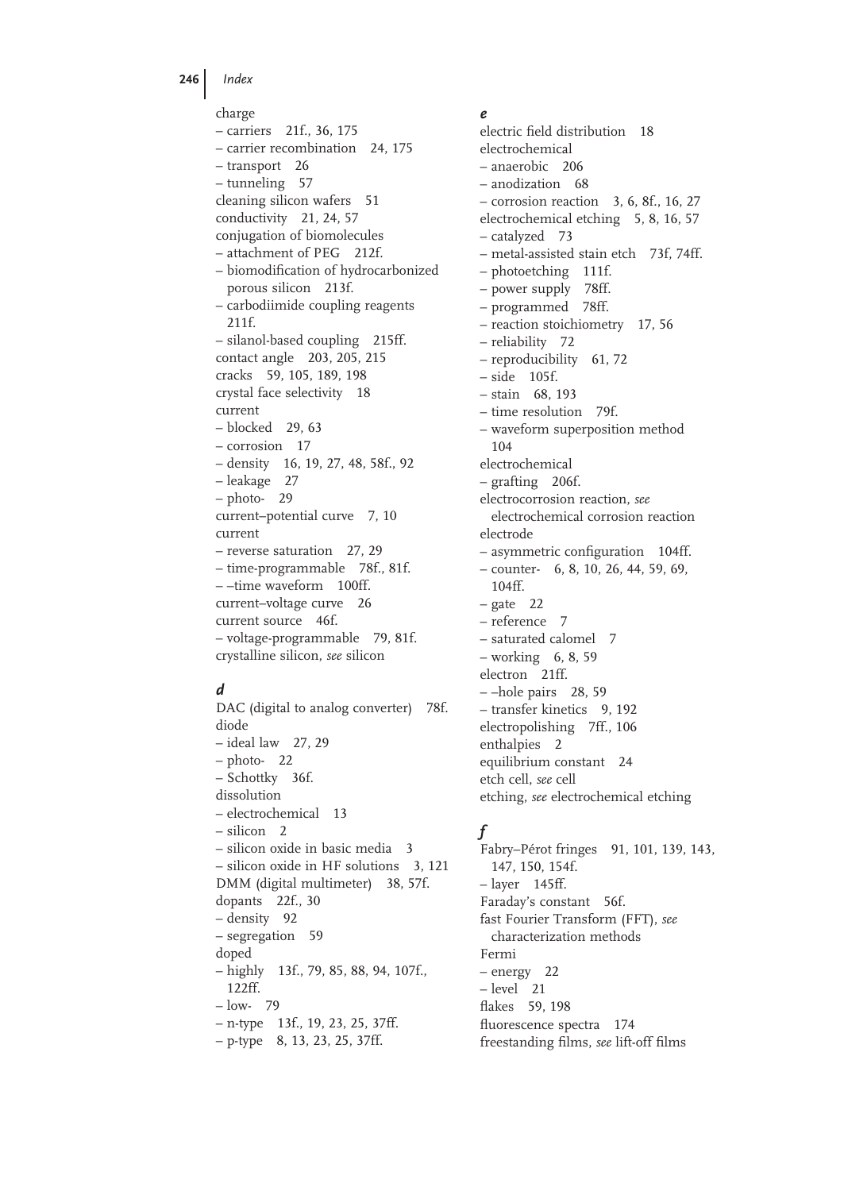charge
– carriers 21f., 36, 175
– carrier recombination 24, 175
– transport 26
– tunneling 57
cleaning silicon wafers 51
conductivity 21, 24, 57
conjugation of biomolecules
– attachment of PEG 212f.
– biomodification of hydrocarbonized porous silicon 213f.
– carbodiimide coupling reagents 211f.
– silanol-based coupling 215ff.
contact angle 203, 205, 215
cracks 59, 105, 189, 198
crystal face selectivity 18
current
– blocked 29, 63
– corrosion 17
– density 16, 19, 27, 48, 58f., 92
– leakage 27
– photo- 29
current–potential curve 7, 10
current
– reverse saturation 27, 29
– time-programmable 78f., 81f.
– –time waveform 100ff.
current–voltage curve 26
current source 46f.
– voltage-programmable 79, 81f.
crystalline silicon, *see* silicon

## d

DAC (digital to analog converter) 78f.
diode
– ideal law 27, 29
– photo- 22
– Schottky 36f.
dissolution
– electrochemical 13
– silicon 2
– silicon oxide in basic media 3
– silicon oxide in HF solutions 3, 121
DMM (digital multimeter) 38, 57f.
dopants 22f., 30
– density 92
– segregation 59
doped
– highly 13f., 79, 85, 88, 94, 107f., 122ff.
– low- 79
– n-type 13f., 19, 23, 25, 37ff.
– p-type 8, 13, 23, 25, 37ff.

## e

electric field distribution 18
electrochemical
– anaerobic 206
– anodization 68
– corrosion reaction 3, 6, 8f., 16, 27
electrochemical etching 5, 8, 16, 57
– catalyzed 73
– metal-assisted stain etch 73f, 74ff.
– photoetching 111f.
– power supply 78ff.
– programmed 78ff.
– reaction stoichiometry 17, 56
– reliability 72
– reproducibility 61, 72
– side 105f.
– stain 68, 193
– time resolution 79f.
– waveform superposition method 104
electrochemical
– grafting 206f.
electrocorrosion reaction, *see* electrochemical corrosion reaction
electrode
– asymmetric configuration 104ff.
– counter- 6, 8, 10, 26, 44, 59, 69, 104ff.
– gate 22
– reference 7
– saturated calomel 7
– working 6, 8, 59
electron 21ff.
– –hole pairs 28, 59
– transfer kinetics 9, 192
electropolishing 7ff., 106
enthalpies 2
equilibrium constant 24
etch cell, *see* cell
etching, *see* electrochemical etching

## f

Fabry–Pérot fringes 91, 101, 139, 143, 147, 150, 154f.
– layer 145ff.
Faraday's constant 56f.
fast Fourier Transform (FFT), *see* characterization methods
Fermi
– energy 22
– level 21
flakes 59, 198
fluorescence spectra 174
freestanding films, *see* lift-off films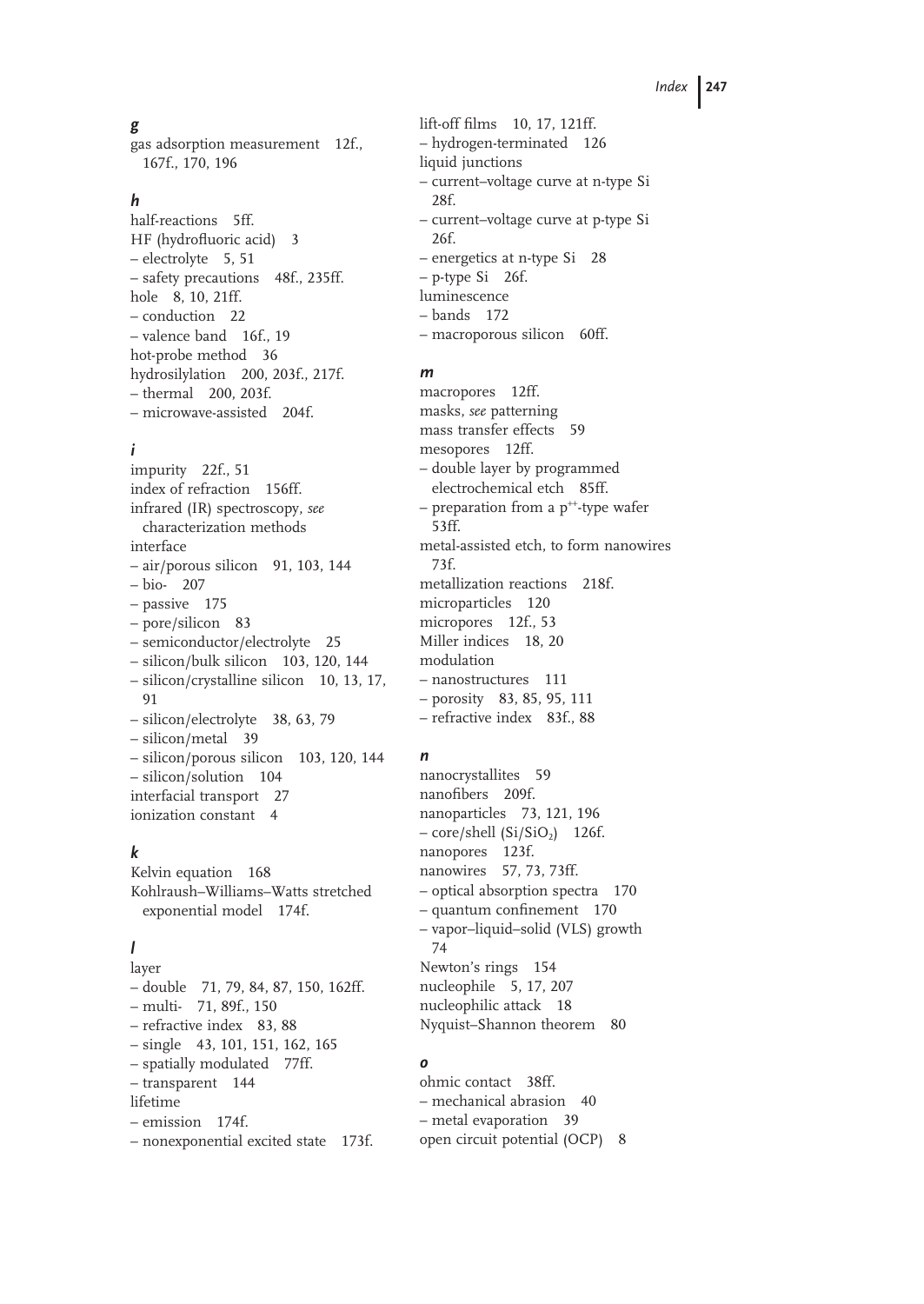## *g*

gas adsorption measurement 12f., 167f., 170, 196

## *h*

half-reactions 5ff.
HF (hydrofluoric acid) 3
– electrolyte 5, 51
– safety precautions 48f., 235ff.
hole 8, 10, 21ff.
– conduction 22
– valence band 16f., 19
hot-probe method 36
hydrosilylation 200, 203f., 217f.
– thermal 200, 203f.
– microwave-assisted 204f.

## *i*

impurity 22f., 51
index of refraction 156ff.
infrared (IR) spectroscopy, *see* characterization methods
interface
– air/porous silicon 91, 103, 144
– bio- 207
– passive 175
– pore/silicon 83
– semiconductor/electrolyte 25
– silicon/bulk silicon 103, 120, 144
– silicon/crystalline silicon 10, 13, 17, 91
– silicon/electrolyte 38, 63, 79
– silicon/metal 39
– silicon/porous silicon 103, 120, 144
– silicon/solution 104
interfacial transport 27
ionization constant 4

## *k*

Kelvin equation 168
Kohlraush–Williams–Watts stretched exponential model 174f.

## *l*

layer
– double 71, 79, 84, 87, 150, 162ff.
– multi- 71, 89f., 150
– refractive index 83, 88
– single 43, 101, 151, 162, 165
– spatially modulated 77ff.
– transparent 144
lifetime
– emission 174f.
– nonexponential excited state 173f.
lift-off films 10, 17, 121ff.
– hydrogen-terminated 126
liquid junctions
– current–voltage curve at n-type Si 28f.
– current–voltage curve at p-type Si 26f.
– energetics at n-type Si 28
– p-type Si 26f.
luminescence
– bands 172
– macroporous silicon 60ff.

## *m*

macropores 12ff.
masks, *see* patterning
mass transfer effects 59
mesopores 12ff.
– double layer by programmed electrochemical etch 85ff.
– preparation from a $p^{++}$-type wafer 53ff.
metal-assisted etch, to form nanowires 73f.
metallization reactions 218f.
microparticles 120
micropores 12f., 53
Miller indices 18, 20
modulation
– nanostructures 111
– porosity 83, 85, 95, 111
– refractive index 83f., 88

## *n*

nanocrystallites 59
nanofibers 209f.
nanoparticles 73, 121, 196
– core/shell ($Si/SiO_2$) 126f.
nanopores 123f.
nanowires 57, 73, 73ff.
– optical absorption spectra 170
– quantum confinement 170
– vapor–liquid–solid (VLS) growth 74
Newton's rings 154
nucleophile 5, 17, 207
nucleophilic attack 18
Nyquist–Shannon theorem 80

## *o*

ohmic contact 38ff.
– mechanical abrasion 40
– metal evaporation 39
open circuit potential (OCP) 8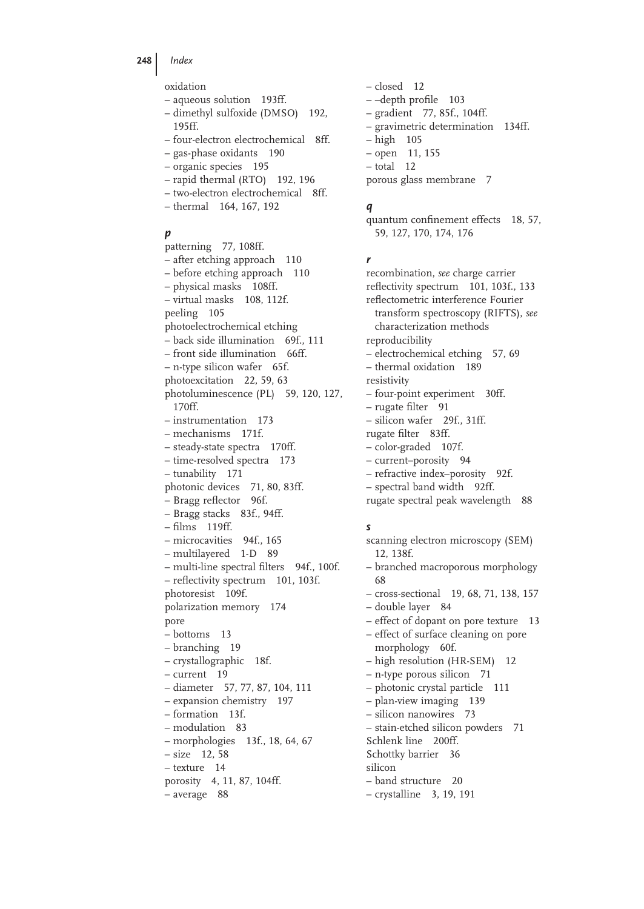oxidation
– aqueous solution 193ff.
– dimethyl sulfoxide (DMSO) 192, 195ff.
– four-electron electrochemical 8ff.
– gas-phase oxidants 190
– organic species 195
– rapid thermal (RTO) 192, 196
– two-electron electrochemical 8ff.
– thermal 164, 167, 192

### *p*

patterning 77, 108ff.
– after etching approach 110
– before etching approach 110
– physical masks 108ff.
– virtual masks 108, 112f.
peeling 105
photoelectrochemical etching
– back side illumination 69f., 111
– front side illumination 66ff.
– n-type silicon wafer 65f.
photoexcitation 22, 59, 63
photoluminescence (PL) 59, 120, 127, 170ff.
– instrumentation 173
– mechanisms 171f.
– steady-state spectra 170ff.
– time-resolved spectra 173
– tunability 171
photonic devices 71, 80, 83ff.
– Bragg reflector 96f.
– Bragg stacks 83f., 94ff.
– films 119ff.
– microcavities 94f., 165
– multilayered 1-D 89
– multi-line spectral filters 94f., 100f.
– reflectivity spectrum 101, 103f.
photoresist 109f.
polarization memory 174
pore
– bottoms 13
– branching 19
– crystallographic 18f.
– current 19
– diameter 57, 77, 87, 104, 111
– expansion chemistry 197
– formation 13f.
– modulation 83
– morphologies 13f., 18, 64, 67
– size 12, 58
– texture 14
porosity 4, 11, 87, 104ff.
– average 88
– closed 12
– –depth profile 103
– gradient 77, 85f., 104ff.
– gravimetric determination 134ff.
– high 105
– open 11, 155
– total 12
porous glass membrane 7

### *q*

quantum confinement effects 18, 57, 59, 127, 170, 174, 176

### *r*

recombination, *see* charge carrier
reflectivity spectrum 101, 103f., 133
reflectometric interference Fourier transform spectroscopy (RIFTS), *see* characterization methods
reproducibility
– electrochemical etching 57, 69
– thermal oxidation 189
resistivity
– four-point experiment 30ff.
– rugate filter 91
– silicon wafer 29f., 31ff.
rugate filter 83ff.
– color-graded 107f.
– current–porosity 94
– refractive index–porosity 92f.
– spectral band width 92ff.
rugate spectral peak wavelength 88

### *s*

scanning electron microscopy (SEM) 12, 138f.
– branched macroporous morphology 68
– cross-sectional 19, 68, 71, 138, 157
– double layer 84
– effect of dopant on pore texture 13
– effect of surface cleaning on pore morphology 60f.
– high resolution (HR-SEM) 12
– n-type porous silicon 71
– photonic crystal particle 111
– plan-view imaging 139
– silicon nanowires 73
– stain-etched silicon powders 71
Schlenk line 200ff.
Schottky barrier 36
silicon
– band structure 20
– crystalline 3, 19, 191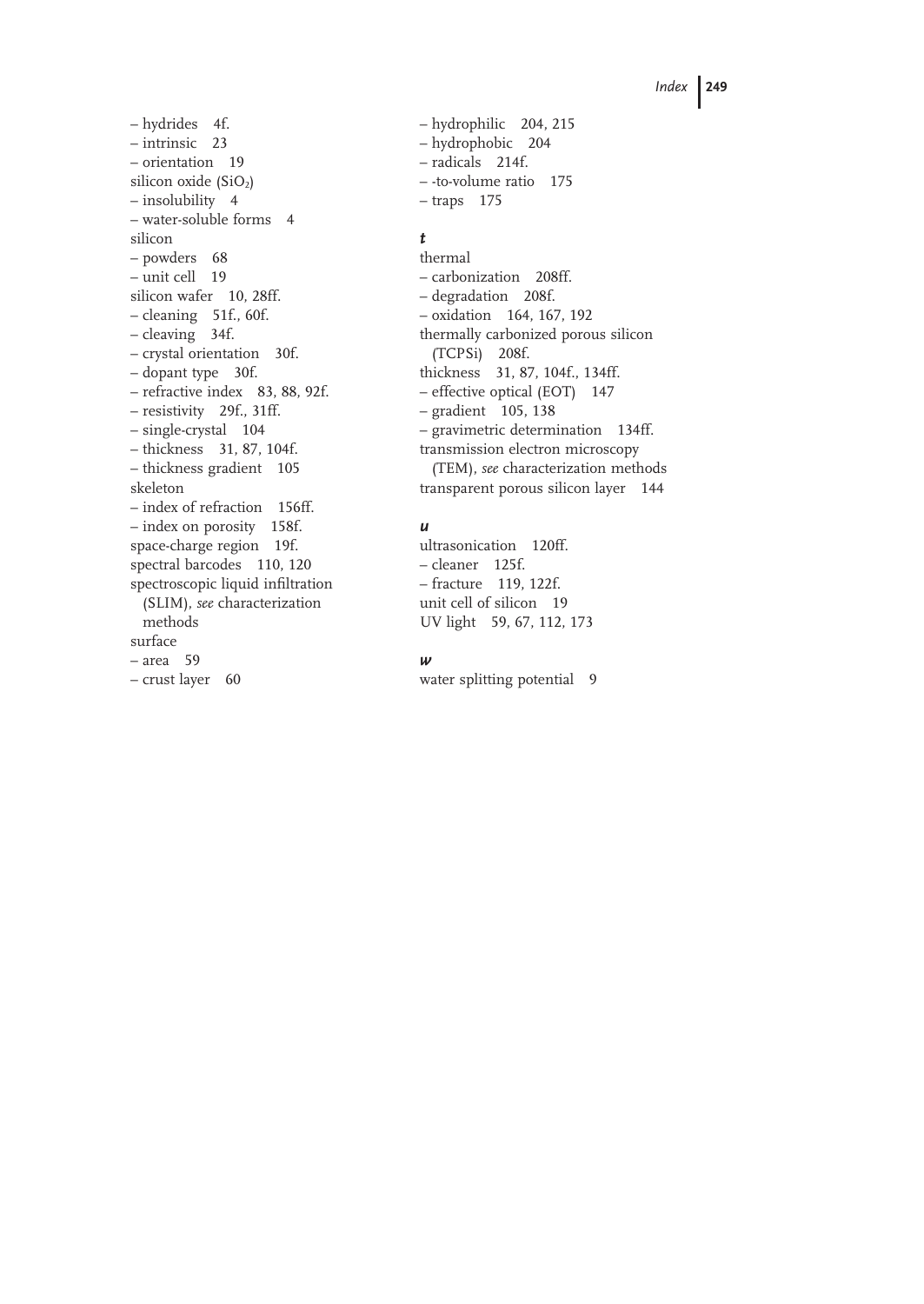– hydrides 4f.
– intrinsic 23
– orientation 19

silicon oxide ($SiO_2$)
– insolubility 4
– water-soluble forms 4

silicon
– powders 68
– unit cell 19

silicon wafer 10, 28ff.
– cleaning 51f., 60f.
– cleaving 34f.
– crystal orientation 30f.
– dopant type 30f.
– refractive index 83, 88, 92f.
– resistivity 29f., 31ff.
– single-crystal 104
– thickness 31, 87, 104f.
– thickness gradient 105

skeleton
– index of refraction 156ff.
– index on porosity 158f.

space-charge region 19f.
spectral barcodes 110, 120
spectroscopic liquid infiltration (SLIM), *see* characterization methods

surface
– area 59
– crust layer 60
– hydrophilic 204, 215
– hydrophobic 204
– radicals 214f.
– -to-volume ratio 175
– traps 175

***t***

thermal
– carbonization 208ff.
– degradation 208f.
– oxidation 164, 167, 192

thermally carbonized porous silicon (TCPSi) 208f.

thickness 31, 87, 104f., 134ff.
– effective optical (EOT) 147
– gradient 105, 138
– gravimetric determination 134ff.

transmission electron microscopy (TEM), *see* characterization methods

transparent porous silicon layer 144

***u***

ultrasonication 120ff.
– cleaner 125f.
– fracture 119, 122f.

unit cell of silicon 19

UV light 59, 67, 112, 173

***w***

water splitting potential 9